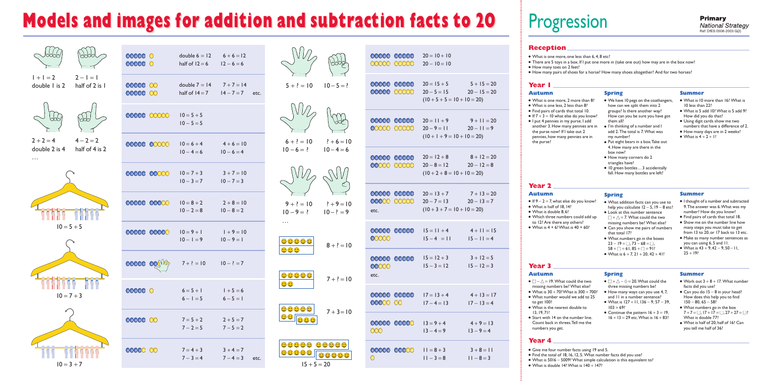# Models and images for addition and subtraction facts to 20

$1 + 1 = 2$ $\quad$ $2 - 1 = 1$
double 1 is 2 $\quad$ half of 2 is 1

$2 + 2 = 4$ $\quad$ $4 - 2 = 2$
double 2 is 4 $\quad$ half of 4 is 2

…

$10 = 5 + 5$

$10 = 7 + 3$

$10 = 3 + 7$

double $6 = 12$ $\quad$ $6 + 6 = 12$
half of $12 = 6$ $\quad$ $12 - 6 = 6$

double $7 = 14$ $\quad$ $7 + 7 = 14$
half of $14 = 7$ $\quad$ $14 - 7 = 7$ $\quad$ etc.

$10 = 5 + 5$
$10 - 5 = 5$

$10 = 6 + 4$ $\quad$ $4 + 6 = 10$
$10 - 4 = 6$ $\quad$ $10 - 6 = 4$

$10 = 7 + 3$ $\quad$ $3 + 7 = 10$
$10 - 3 = 7$ $\quad$ $10 - 7 = 3$

$10 = 8 + 2$ $\quad$ $2 + 8 = 10$
$10 - 2 = 8$ $\quad$ $10 - 8 = 2$

$10 = 9 + 1$ $\quad$ $1 + 9 = 10$
$10 - 1 = 9$ $\quad$ $10 - 9 = 1$

$7 + ? = 10$ $\quad$ $10 - ? = 7$

$6 = 5 + 1$ $\quad$ $1 + 5 = 6$
$6 - 1 = 5$ $\quad$ $6 - 5 = 1$

$7 = 5 + 2$ $\quad$ $2 + 5 = 7$
$7 - 2 = 5$ $\quad$ $7 - 5 = 2$

$7 = 4 + 3$ $\quad$ $3 + 4 = 7$
$7 - 3 = 4$ $\quad$ $7 - 4 = 3$ $\quad$ etc.

$5 + ? = 10$ $\quad$ $10 - 5 = ?$

$6 + ? = 10$ $\quad$ $? + 6 = 10$
$10 - 6 = ?$ $\quad$ $10 - 4 = 6$

$9 + ? = 10$ $\quad$ $? + 9 = 10$
$10 - 9 = ?$ $\quad$ $10 - ? = 9$

…

$8 + ? = 10$

$7 + ? = 10$

$7 + 3 = 10$

$15 + 5 = 20$

$20 = 10 + 10$
$20 - 10 = 10$

$20 = 15 + 5$ $\quad$ $5 + 15 = 20$
$20 - 5 = 15$ $\quad$ $20 - 15 = 20$
$(10 + 5 + 5 = 10 + 10 = 20)$

$20 = 11 + 9$ $\quad$ $9 + 11 = 20$
$20 - 9 = 11$ $\quad$ $20 - 11 = 9$
$(10 + 1 + 9 = 10 + 10 = 20)$

$20 = 12 + 8$ $\quad$ $8 + 12 = 20$
$20 - 8 = 12$ $\quad$ $20 - 12 = 8$
$(10 + 2 + 8 = 10 + 10 = 20)$

$20 = 13 + 7$ $\quad$ $7 + 13 = 20$
$20 - 7 = 13$ $\quad$ $20 - 13 = 7$
etc. $\quad$ $(10 + 3 + 7 = 10 + 10 = 20)$

$15 = 11 + 4$ $\quad$ $4 + 11 = 15$
$15 - 4 = 11$ $\quad$ $15 - 11 = 4$

$15 = 12 + 3$ $\quad$ $3 + 12 = 5$
$15 - 3 = 12$ $\quad$ $15 - 12 = 3$
etc.

$17 = 13 + 4$ $\quad$ $4 + 13 = 17$
$17 - 4 = 13$ $\quad$ $17 - 13 = 4$

$13 = 9 + 4$ $\quad$ $4 + 9 = 13$
$13 - 4 = 9$ $\quad$ $13 - 9 = 4$

$11 = 8 + 3$ $\quad$ $3 + 8 = 11$
$11 - 3 = 8$ $\quad$ $11 - 8 = 3$

# Progression

Primary
*National Strategy*
Ref: DfES 0508-2003 G(2)

## Reception

- What is one more, one less than 6, 4, 8 etc?
- There are 5 toys in a box. If I put one more in (take one out) how may are in the box now?
- How many toes on 2 feet?
- How many pairs of shoes for a horse? How many shoes altogether? And for two horses?

## Year 1

### Autumn

- What is one more, 2 more than 8? What is one less, 2 less than 8?
- Find pairs of cards that total 10.
- If $7 + 3 = 10$ what else do you know?
- I put 4 pennies in my purse. I add another 3. How many pennies are in the purse now? If I take out 2 pennies, how many pennies are in the purse?

### Spring

- We have 10 pegs on the coathangers, how can we split them into 2 groups? Is there another way? How can you be sure you have got them all?
- I'm thinking of a number and I add 2. The total is 7. What was my number?
- Put eight bears in a box. Take out 4. How many are there in the box now?
- How many corners do 2 triangles have?
- 10 green bottles… 3 accidentally fall. How many bottles are left?

### Summer

- What is 10 more than 16? What is 10 less than 22?
- What is 5 add 10? What is 5 add 9? How did you do that?
- Using digit cards show me two numbers that have a difference of 2.
- How many days are in 2 weeks?
- What is $4 + 2 + 1$?

## Year 2

### Autumn

- If $9 - 2 = 7$, what else do you know?
- What is half of 18, 14?
- What is double 8, 6?
- Which three numbers could add up to 12? Are there any others?
- What is $4 + 6$? What is $40 + 60$?

### Spring

- What addition facts can you use to help you calculate $12 - 5$, $19 - 8$ etc?
- Look at this number sentence $\square + \triangle = 7$. What could the missing numbers be? What else?
- Can you show me pairs of numbers that total 17?
- What numbers go in the boxes $23 - 19 = \square$, $73 - 68 = \square$, $58 + \square = 61$, $85 + \square = 91$?
- What is $6 + 7$, $21 + 20$, $42 + 41$?

### Summer

- I thought of a number and subtracted 9. The answer was 6. What was my number? How do you know?
- Find pairs of cards that total 18.
- Show me on the number line how many steps you must take to get from 13 to 20, or 17 back to 13 etc.
- Make as many number sentences as you can using 6, 5 and 11.
- What is $43 + 9$, $42 - 9$, $50 - 11$, $25 + 19$?

## Year 3

### Autumn

- $\square - \triangle = 19$. What could the two missing numbers be? What else?
- What is $30 + 70$? What is $300 + 700$?
- What number would we add to 25 to get 100?
- What is the nearest double to 13, 19, 71?
- Start with 14 on the number line. Count back in threes. Tell me the numbers you get.

### Spring

- $\square + \triangle - \diamond = 20$. What could the three missing numbers be?
- How many ways can you use 4, 7, and 11 in a number sentence?
- What is $127 + 11$, $136 - 9$, $57 - 39$, $103 + 69$?
- Continue the pattern $16 + 3 = 19$, $16 + 13 = 29$ etc. What is $16 + 83$?

### Summer

- Work out $3 + 8 + 17$. What number facts did you use?
- Can you do $15 - 8$ in your head? How does this help you to find $150 - 80$, $65 - 58$?
- What numbers go in the box $7 + 7 = \square$, $17 + 17 = \square$, $27 + 27 = \square$? What is double 77?
- What is half of 20, half of 16? Can you tell me half of 36?

## Year 4

- Give me four number facts using 19 and 5.
- Find the total of 18, 16, 12, 5. What number facts did you use?
- What is $5016 - 5009$? What simple calculation is this equivalent to?
- What is double 14? What is $140 + 147$?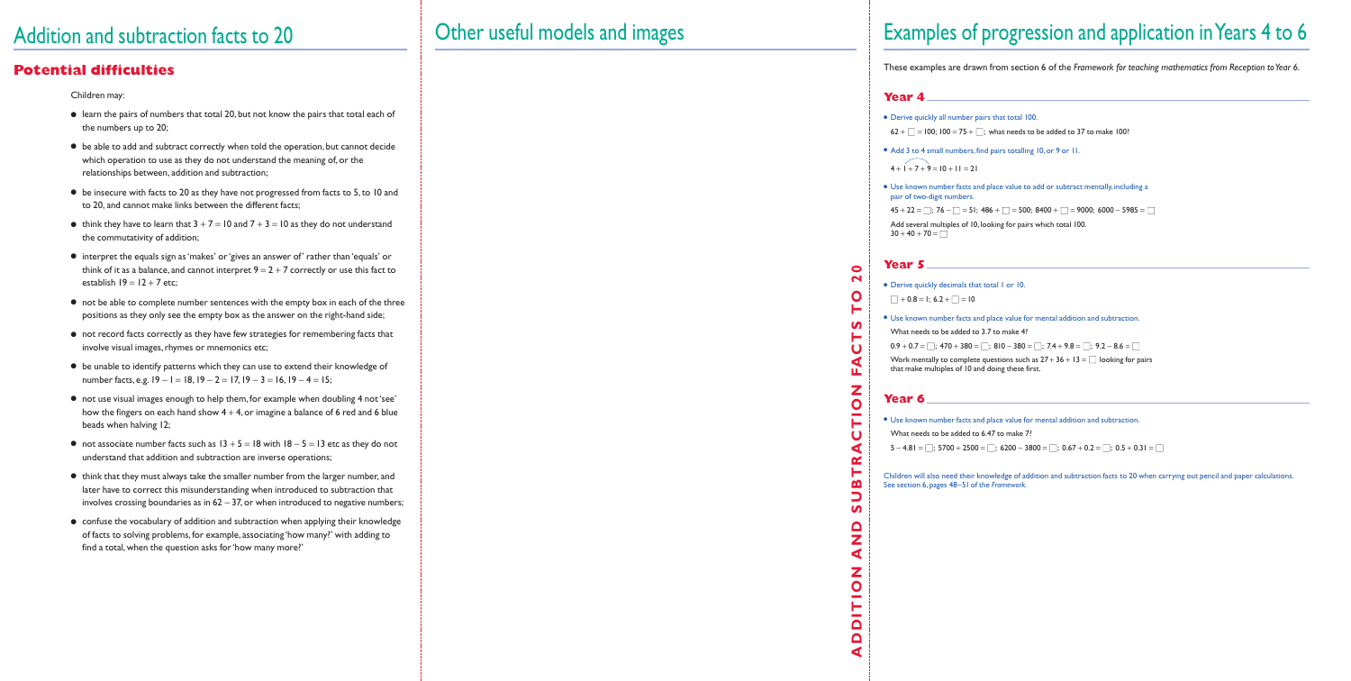# Addition and subtraction facts to 20

## Potential difficulties

Children may:

- learn the pairs of numbers that total 20, but not know the pairs that total each of the numbers up to 20;
- be able to add and subtract correctly when told the operation, but cannot decide which operation to use as they do not understand the meaning of, or the relationships between, addition and subtraction;
- be insecure with facts to 20 as they have not progressed from facts to 5, to 10 and to 20, and cannot make links between the different facts;
- think they have to learn that $3 + 7 = 10$ and $7 + 3 = 10$ as they do not understand the commutativity of addition;
- interpret the equals sign as 'makes' or 'gives an answer of' rather than 'equals' or think of it as a balance, and cannot interpret $9 = 2 + 7$ correctly or use this fact to establish $19 = 12 + 7$ etc;
- not be able to complete number sentences with the empty box in each of the three positions as they only see the empty box as the answer on the right-hand side;
- not record facts correctly as they have few strategies for remembering facts that involve visual images, rhymes or mnemonics etc;
- be unable to identify patterns which they can use to extend their knowledge of number facts, e.g. $19 - 1 = 18$, $19 - 2 = 17$, $19 - 3 = 16$, $19 - 4 = 15$;
- not use visual images enough to help them, for example when doubling 4 not 'see' how the fingers on each hand show $4 + 4$, or imagine a balance of 6 red and 6 blue beads when halving 12;
- not associate number facts such as $13 + 5 = 18$ with $18 - 5 = 13$ etc as they do not understand that addition and subtraction are inverse operations;
- think that they must always take the smaller number from the larger number, and later have to correct this misunderstanding when introduced to subtraction that involves crossing boundaries as in $62 - 37$, or when introduced to negative numbers;
- confuse the vocabulary of addition and subtraction when applying their knowledge of facts to solving problems, for example, associating 'how many?' with adding to find a total, when the question asks for 'how many more?'

# Other useful models and images

# Examples of progression and application in Years 4 to 6

These examples are drawn from section 6 of the *Framework for teaching mathematics from Reception to Year 6.*

### Year 4

- Derive quickly all number pairs that total 100.

  $62 + \square = 100$; $100 = 75 + \square$; what needs to be added to 37 to make 100?

- Add 3 to 4 small numbers, find pairs totalling 10, or 9 or 11.

  $4 + 1 + 7 + 9 = 10 + 11 = 21$

- Use known number facts and place value to add or subtract mentally, including a pair of two-digit numbers.

  $45 + 22 = \square$; $76 - \square = 51$; $486 + \square = 500$; $8400 + \square = 9000$; $6000 - 5985 = \square$

  Add several multiples of 10, looking for pairs which total 100.
  $30 + 40 + 70 = \square$

### Year 5

- Derive quickly decimals that total 1 or 10.

  $\square + 0.8 = 1$; $6.2 + \square = 10$

- Use known number facts and place value for mental addition and subtraction.

  What needs to be added to 3.7 to make 4?

  $0.9 + 0.7 = \square$; $470 + 380 = \square$; $810 - 380 = \square$; $7.4 + 9.8 = \square$; $9.2 - 8.6 = \square$

  Work mentally to complete questions such as $27 + 36 + 13 = \square$ looking for pairs that make multiples of 10 and doing these first.

### Year 6

- Use known number facts and place value for mental addition and subtraction.

  What needs to be added to 6.47 to make 7?

  $5 - 4.81 = \square$; $5700 + 2500 = \square$; $6200 - 3800 = \square$; $0.67 + 0.2 = \square$; $0.5 + 0.31 = \square$

Children will also need their knowledge of addition and subtraction facts to 20 when carrying out pencil and paper calculations. See section 6, pages 48–51 of the *Framework.*